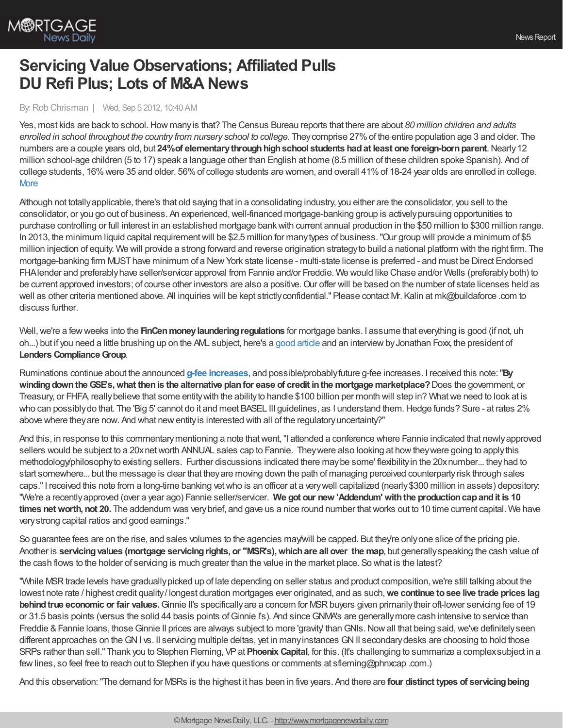# Servicing Value Observations; Affiliated Pulls DU Refi Plus; Lots of M&A News

By: Rob Chrisman | Wed, Sep 5 2012, 10:40 AM

Yes, most kids are back to school. How many is that? The Census Bureau reports that there are about *80 million children and adults enrolled in school throughout the country from nursery school to college*. They comprise 27% of the entire population age 3 and older. The numbers are a couple years old, but **24% of elementary through high school students had at least one foreign-born parent**. Nearly 12 million school-age children (5 to 17) speak a language other than English at home (8.5 million of these children spoke Spanish). And of college students, 16% were 35 and older. 56% of college students are women, and overall 41% of 18-24 year olds are enrolled in college. More

Although not totally applicable, there's that old saying that in a consolidating industry, you either are the consolidator, you sell to the consolidator, or you go out of business. An experienced, well-financed mortgage-banking group is actively pursuing opportunities to purchase controlling or full interest in an established mortgage bank with current annual production in the $50 million to $300 million range. In 2013, the minimum liquid capital requirement will be $2.5 million for many types of business. "Our group will provide a minimum of $5 million injection of equity. We will provide a strong forward and reverse origination strategy to build a national platform with the right firm. The mortgage-banking firm MUST have minimum of a New York state license - multi-state license is preferred - and must be Direct Endorsed FHA lender and preferably have seller/servicer approval from Fannie and/or Freddie. We would like Chase and/or Wells (preferably both) to be current approved investors; of course other investors are also a positive. Our offer will be based on the number of state licenses held as well as other criteria mentioned above. All inquiries will be kept strictly confidential." Please contact Mr. Kalin at mk@buildaforce .com to discuss further.

Well, we're a few weeks into the **FinCen money laundering regulations** for mortgage banks. I assume that everything is good (if not, uh oh...) but if you need a little brushing up on the AML subject, here's a good article and an interview by Jonathan Foxx, the president of **Lenders Compliance Group**.

Ruminations continue about the announced **g-fee increases**, and possible/probably future g-fee increases. I received this note: "**By winding down the GSE's, what then is the alternative plan for ease of credit in the mortgage marketplace?** Does the government, or Treasury, or FHFA, really believe that some entity with the ability to handle $100 billion per month will step in? What we need to look at is who can possibly do that. The 'Big 5' cannot do it and meet BASEL III guidelines, as I understand them. Hedge funds? Sure - at rates 2% above where they are now. And what new entity is interested with all of the regulatory uncertainty?"

And this, in response to this commentary mentioning a note that went, "I attended a conference where Fannie indicated that newly approved sellers would be subject to a 20x net worth ANNUAL sales cap to Fannie. They were also looking at how they were going to apply this methodology/philosophy to existing sellers. Further discussions indicated there may be some' flexibility in the 20x number... they had to start somewhere... but the message is clear that they are moving down the path of managing perceived counterparty risk through sales caps." I received this note from a long-time banking vet who is an officer at a very well capitalized (nearly $300 million in assets) depository: "We're a recently approved (over a year ago) Fannie seller/servicer. **We got our new 'Addendum' with the production cap and it is 10 times net worth, not 20.** The addendum was very brief, and gave us a nice round number that works out to 10 time current capital. We have very strong capital ratios and good earnings."

So guarantee fees are on the rise, and sales volumes to the agencies may/will be capped. But they're only one slice of the pricing pie. Another is **servicing values (mortgage servicing rights, or "MSR's), which are all over the map**, but generally speaking the cash value of the cash flows to the holder of servicing is much greater than the value in the market place. So what is the latest?

"While MSR trade levels have gradually picked up of late depending on seller status and product composition, we're still talking about the lowest note rate / highest credit quality / longest duration mortgages ever originated, and as such, **we continue to see live trade prices lag behind true economic or fair values.** Ginnie II's specifically are a concern for MSR buyers given primarily their oft-lower servicing fee of 19 or 31.5 basis points (versus the solid 44 basis points of Ginnie I's). And since GNMA's are generally more cash intensive to service than Freddie & Fannie loans, those Ginnie II prices are always subject to more 'gravity' than GNIs. Now all that being said, we've definitely seen different approaches on the GN I vs. II servicing multiple deltas, yet in many instances GN II secondary desks are choosing to hold those SRPs rather than sell." Thank you to Stephen Fleming, VP at **Phoenix Capital**, for this. (It's challenging to summarize a complex subject in a few lines, so feel free to reach out to Stephen if you have questions or comments at sfleming@phnxcap .com.)

And this observation: "The demand for MSRs is the highest it has been in five years. And there are **four distinct types of servicing being**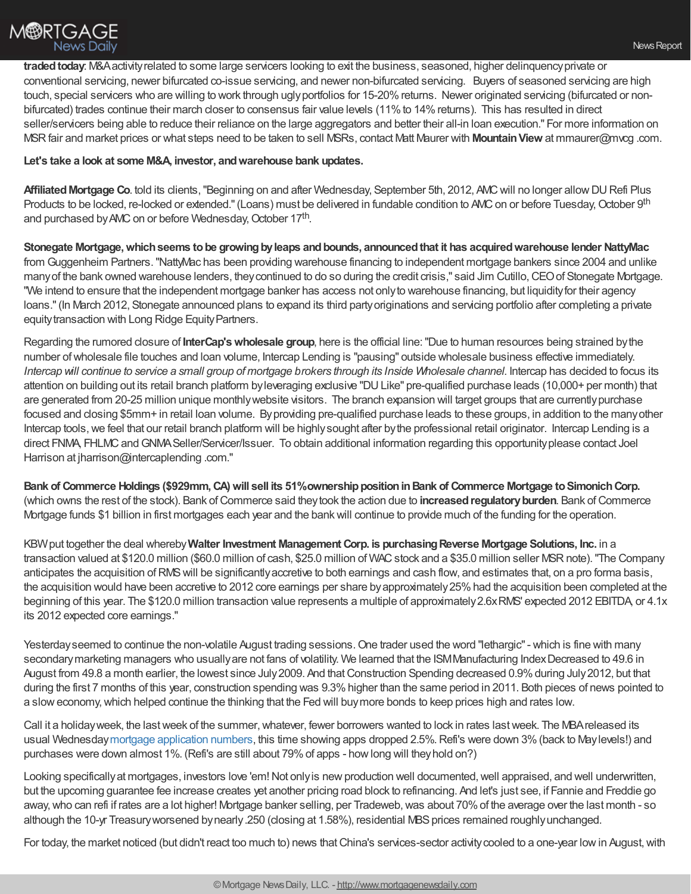**traded today**: M&A activity related to some large servicers looking to exit the business, seasoned, higher delinquency private or conventional servicing, newer bifurcated co-issue servicing, and newer non-bifurcated servicing. Buyers of seasoned servicing are high touch, special servicers who are willing to work through ugly portfolios for 15-20% returns. Newer originated servicing (bifurcated or non-bifurcated) trades continue their march closer to consensus fair value levels (11% to 14% returns). This has resulted in direct seller/servicers being able to reduce their reliance on the large aggregators and better their all-in loan execution." For more information on MSR fair and market prices or what steps need to be taken to sell MSRs, contact Matt Maurer with **Mountain View** at mmaurer@mvcg .com.

**Let's take a look at some M&A, investor, and warehouse bank updates.**

**Affiliated Mortgage Co**. told its clients, "Beginning on and after Wednesday, September 5th, 2012, AMC will no longer allow DU Refi Plus Products to be locked, re-locked or extended." (Loans) must be delivered in fundable condition to AMC on or before Tuesday, October 9th and purchased by AMC on or before Wednesday, October 17th.

**Stonegate Mortgage, which seems to be growing by leaps and bounds, announced that it has acquired warehouse lender NattyMac** from Guggenheim Partners. "NattyMac has been providing warehouse financing to independent mortgage bankers since 2004 and unlike many of the bank owned warehouse lenders, they continued to do so during the credit crisis," said Jim Cutillo, CEO of Stonegate Mortgage. "We intend to ensure that the independent mortgage banker has access not only to warehouse financing, but liquidity for their agency loans." (In March 2012, Stonegate announced plans to expand its third party originations and servicing portfolio after completing a private equity transaction with Long Ridge Equity Partners.

Regarding the rumored closure of **InterCap's wholesale group**, here is the official line: "Due to human resources being strained by the number of wholesale file touches and loan volume, Intercap Lending is "pausing" outside wholesale business effective immediately. *Intercap will continue to service a small group of mortgage brokers through its Inside Wholesale channel.* Intercap has decided to focus its attention on building out its retail branch platform by leveraging exclusive "DU Like" pre-qualified purchase leads (10,000+ per month) that are generated from 20-25 million unique monthly website visitors. The branch expansion will target groups that are currently purchase focused and closing $5mm+ in retail loan volume. By providing pre-qualified purchase leads to these groups, in addition to the many other Intercap tools, we feel that our retail branch platform will be highly sought after by the professional retail originator. Intercap Lending is a direct FNMA, FHLMC and GNMA Seller/Servicer/Issuer. To obtain additional information regarding this opportunity please contact Joel Harrison at jharrison@intercaplending .com."

**Bank of Commerce Holdings ($929mm, CA) will sell its 51% ownership position in Bank of Commerce Mortgage to Simonich Corp.** (which owns the rest of the stock). Bank of Commerce said they took the action due to **increased regulatory burden**. Bank of Commerce Mortgage funds $1 billion in first mortgages each year and the bank will continue to provide much of the funding for the operation.

KBW put together the deal whereby **Walter Investment Management Corp. is purchasing Reverse Mortgage Solutions, Inc.** in a transaction valued at $120.0 million ($60.0 million of cash, $25.0 million of WAC stock and a $35.0 million seller MSR note). "The Company anticipates the acquisition of RMS will be significantly accretive to both earnings and cash flow, and estimates that, on a pro forma basis, the acquisition would have been accretive to 2012 core earnings per share by approximately 25% had the acquisition been completed at the beginning of this year. The $120.0 million transaction value represents a multiple of approximately 2.6x RMS' expected 2012 EBITDA, or 4.1x its 2012 expected core earnings."

Yesterday seemed to continue the non-volatile August trading sessions. One trader used the word "lethargic" - which is fine with many secondary marketing managers who usually are not fans of volatility. We learned that the ISM Manufacturing Index Decreased to 49.6 in August from 49.8 a month earlier, the lowest since July 2009. And that Construction Spending decreased 0.9% during July 2012, but that during the first 7 months of this year, construction spending was 9.3% higher than the same period in 2011. Both pieces of news pointed to a slow economy, which helped continue the thinking that the Fed will buy more bonds to keep prices high and rates low.

Call it a holiday week, the last week of the summer, whatever, fewer borrowers wanted to lock in rates last week. The MBA released its usual Wednesday mortgage application numbers, this time showing apps dropped 2.5%. Refi's were down 3% (back to May levels!) and purchases were down almost 1%. (Refi's are still about 79% of apps - how long will they hold on?)

Looking specifically at mortgages, investors love 'em! Not only is new production well documented, well appraised, and well underwritten, but the upcoming guarantee fee increase creates yet another pricing road block to refinancing. And let's just see, if Fannie and Freddie go away, who can refi if rates are a lot higher! Mortgage banker selling, per Tradeweb, was about 70% of the average over the last month - so although the 10-yr Treasury worsened by nearly .250 (closing at 1.58%), residential MBS prices remained roughly unchanged.

For today, the market noticed (but didn't react too much to) news that China's services-sector activity cooled to a one-year low in August, with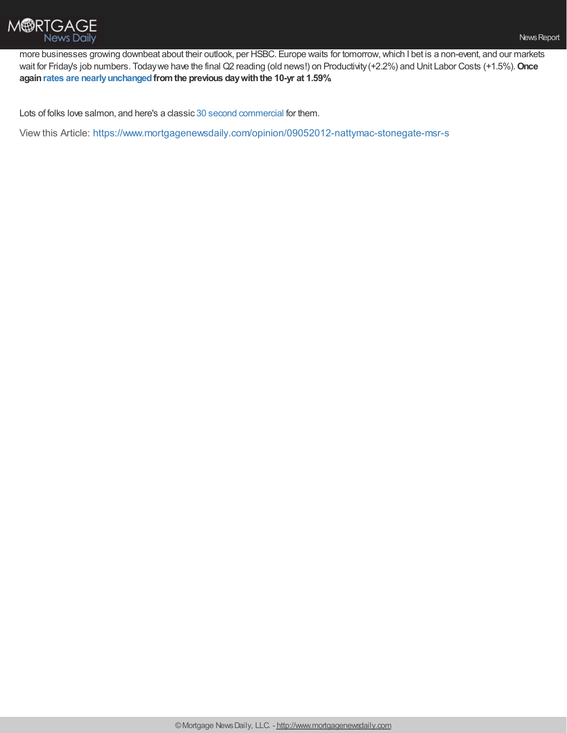more businesses growing downbeat about their outlook, per HSBC. Europe waits for tomorrow, which I bet is a non-event, and our markets wait for Friday's job numbers. Today we have the final Q2 reading (old news!) on Productivity (+2.2%) and Unit Labor Costs (+1.5%). **Once again rates are nearly unchanged from the previous day with the 10-yr at 1.59%.**

Lots of folks love salmon, and here's a classic 30 second commercial for them.

View this Article: https://www.mortgagenewsdaily.com/opinion/09052012-nattymac-stonegate-msr-s